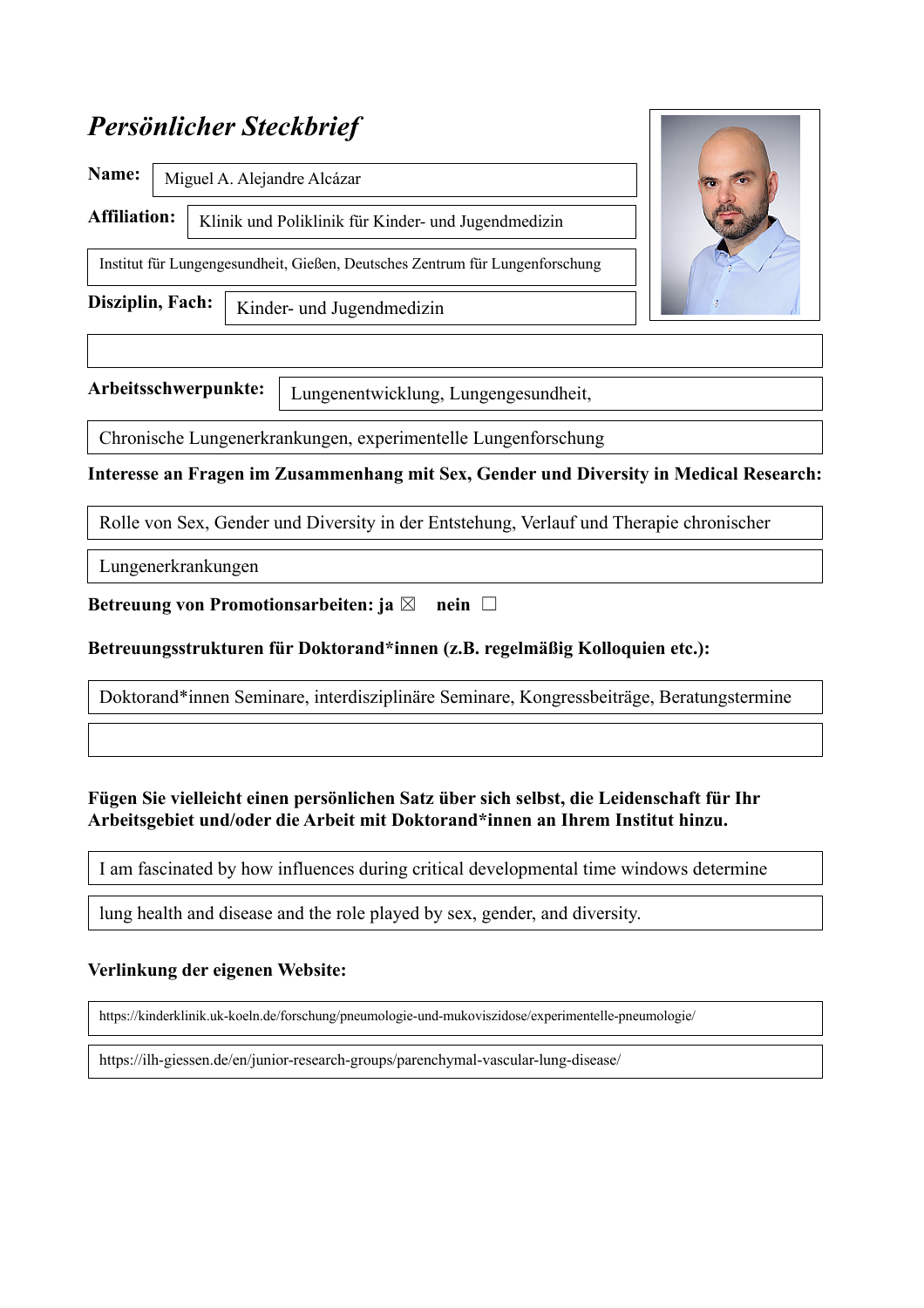# *Persönlicher Steckbrief*

**Name:** Miguel A. Alejandre Alcázar

**Affiliation:** Klinik und Poliklinik für Kinder- und Jugendmedizin

Institut für Lungengesundheit, Gießen, Deutsches Zentrum für Lungenforschung

**Disziplin, Fach:** Kinder- und Jugendmedizin

**Arbeitsschwerpunkte:** Lungenentwicklung, Lungengesundheit,

Chronische Lungenerkrankungen, experimentelle Lungenforschung

**Interesse an Fragen im Zusammenhang mit Sex, Gender und Diversity in Medical Research:**

Rolle von Sex, Gender und Diversity in der Entstehung, Verlauf und Therapie chronischer

Lungenerkrankungen

**Betreuung von Promotionsarbeiten: ja** ☒ **nein** ☐

**Betreuungsstrukturen für Doktorand*innen (z.B. regelmäßig Kolloquien etc.):**

Doktorand*innen Seminare, interdisziplinäre Seminare, Kongressbeiträge, Beratungstermine

**Fügen Sie vielleicht einen persönlichen Satz über sich selbst, die Leidenschaft für Ihr Arbeitsgebiet und/oder die Arbeit mit Doktorand*innen an Ihrem Institut hinzu.**

I am fascinated by how influences during critical developmental time windows determine

lung health and disease and the role played by sex, gender, and diversity.

**Verlinkung der eigenen Website:**

https://kinderklinik.uk-koeln.de/forschung/pneumologie-und-mukoviszidose/experimentelle-pneumologie/

https://ilh-giessen.de/en/junior-research-groups/parenchymal-vascular-lung-disease/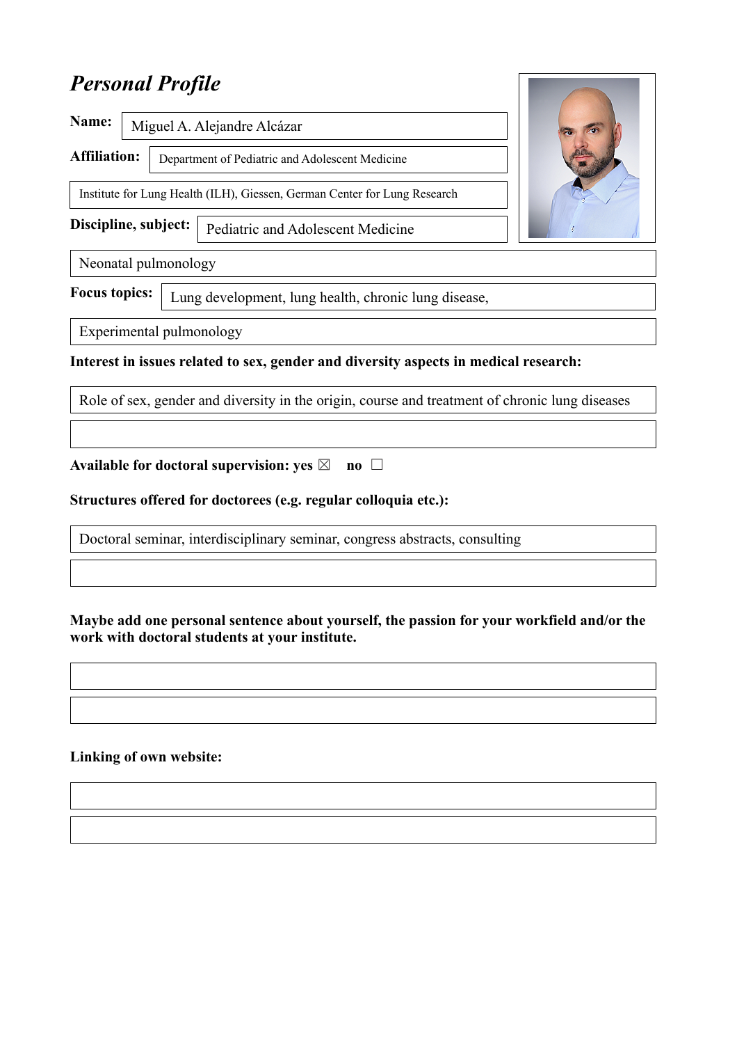# *Personal Profile*

**Name:** Miguel A. Alejandre Alcázar

**Affiliation:** Department of Pediatric and Adolescent Medicine

Institute for Lung Health (ILH), Giessen, German Center for Lung Research

**Discipline, subject:** Pediatric and Adolescent Medicine

Neonatal pulmonology

**Focus topics:** Lung development, lung health, chronic lung disease,

Experimental pulmonology

**Interest in issues related to sex, gender and diversity aspects in medical research:**

Role of sex, gender and diversity in the origin, course and treatment of chronic lung diseases

**Available for doctoral supervision: yes** ☒ **no** ☐

**Structures offered for doctorees (e.g. regular colloquia etc.):**

Doctoral seminar, interdisciplinary seminar, congress abstracts, consulting

**Maybe add one personal sentence about yourself, the passion for your workfield and/or the work with doctoral students at your institute.**

**Linking of own website:**